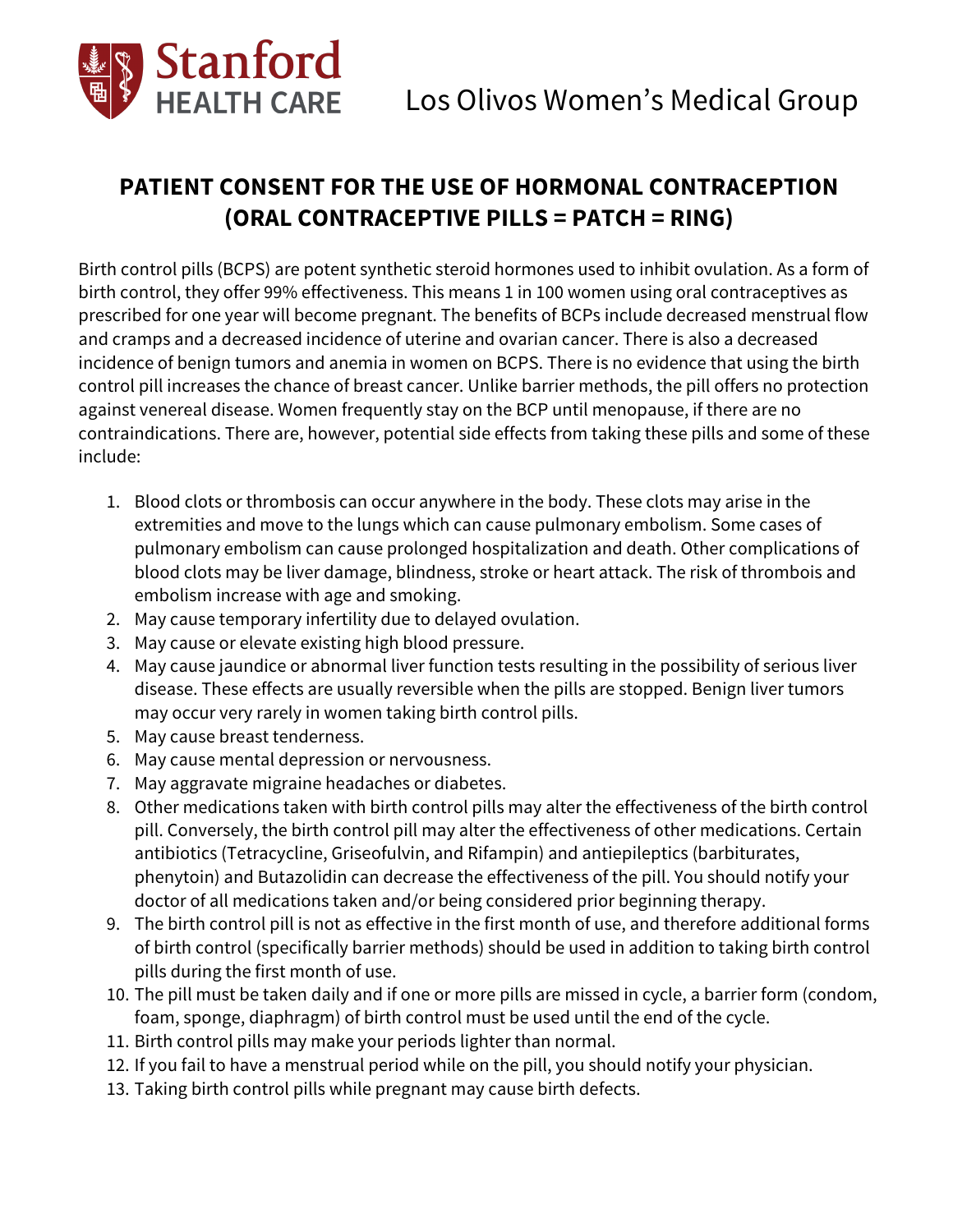Stanford HEALTH CARE

Los Olivos Women's Medical Group

# PATIENT CONSENT FOR THE USE OF HORMONAL CONTRACEPTION (ORAL CONTRACEPTIVE PILLS = PATCH = RING)

Birth control pills (BCPS) are potent synthetic steroid hormones used to inhibit ovulation. As a form of birth control, they offer 99% effectiveness. This means 1 in 100 women using oral contraceptives as prescribed for one year will become pregnant. The benefits of BCPs include decreased menstrual flow and cramps and a decreased incidence of uterine and ovarian cancer. There is also a decreased incidence of benign tumors and anemia in women on BCPS. There is no evidence that using the birth control pill increases the chance of breast cancer. Unlike barrier methods, the pill offers no protection against venereal disease. Women frequently stay on the BCP until menopause, if there are no contraindications. There are, however, potential side effects from taking these pills and some of these include:

1. Blood clots or thrombosis can occur anywhere in the body. These clots may arise in the extremities and move to the lungs which can cause pulmonary embolism. Some cases of pulmonary embolism can cause prolonged hospitalization and death. Other complications of blood clots may be liver damage, blindness, stroke or heart attack. The risk of thrombois and embolism increase with age and smoking.
2. May cause temporary infertility due to delayed ovulation.
3. May cause or elevate existing high blood pressure.
4. May cause jaundice or abnormal liver function tests resulting in the possibility of serious liver disease. These effects are usually reversible when the pills are stopped. Benign liver tumors may occur very rarely in women taking birth control pills.
5. May cause breast tenderness.
6. May cause mental depression or nervousness.
7. May aggravate migraine headaches or diabetes.
8. Other medications taken with birth control pills may alter the effectiveness of the birth control pill. Conversely, the birth control pill may alter the effectiveness of other medications. Certain antibiotics (Tetracycline, Griseofulvin, and Rifampin) and antiepileptics (barbiturates, phenytoin) and Butazolidin can decrease the effectiveness of the pill. You should notify your doctor of all medications taken and/or being considered prior beginning therapy.
9. The birth control pill is not as effective in the first month of use, and therefore additional forms of birth control (specifically barrier methods) should be used in addition to taking birth control pills during the first month of use.
10. The pill must be taken daily and if one or more pills are missed in cycle, a barrier form (condom, foam, sponge, diaphragm) of birth control must be used until the end of the cycle.
11. Birth control pills may make your periods lighter than normal.
12. If you fail to have a menstrual period while on the pill, you should notify your physician.
13. Taking birth control pills while pregnant may cause birth defects.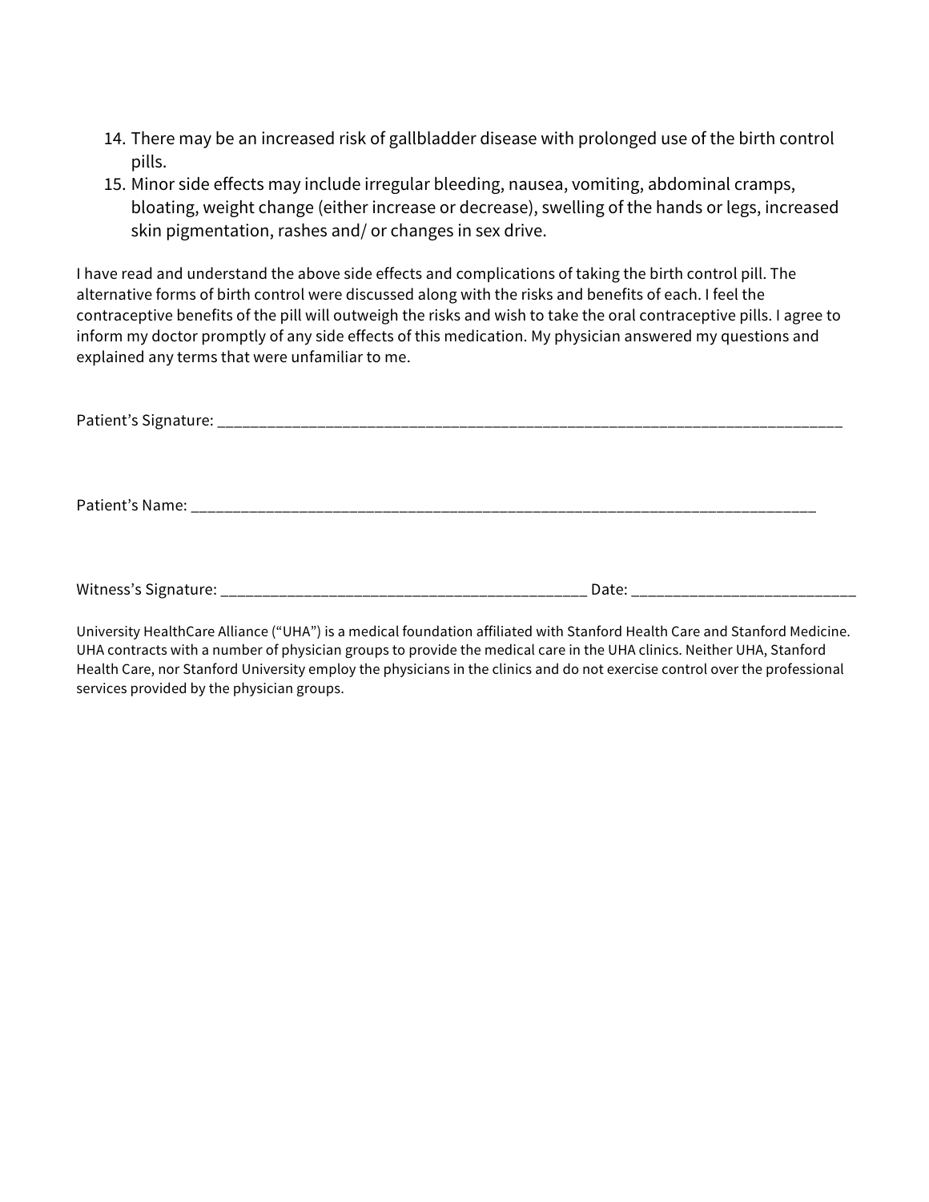14. There may be an increased risk of gallbladder disease with prolonged use of the birth control pills.
15. Minor side effects may include irregular bleeding, nausea, vomiting, abdominal cramps, bloating, weight change (either increase or decrease), swelling of the hands or legs, increased skin pigmentation, rashes and/ or changes in sex drive.

I have read and understand the above side effects and complications of taking the birth control pill. The alternative forms of birth control were discussed along with the risks and benefits of each. I feel the contraceptive benefits of the pill will outweigh the risks and wish to take the oral contraceptive pills. I agree to inform my doctor promptly of any side effects of this medication. My physician answered my questions and explained any terms that were unfamiliar to me.

Patient's Signature: ______________________________________________________________________________

Patient's Name: ______________________________________________________________________________

Witness's Signature: _____________________________________________ Date: ___________________________

University HealthCare Alliance ("UHA") is a medical foundation affiliated with Stanford Health Care and Stanford Medicine. UHA contracts with a number of physician groups to provide the medical care in the UHA clinics. Neither UHA, Stanford Health Care, nor Stanford University employ the physicians in the clinics and do not exercise control over the professional services provided by the physician groups.